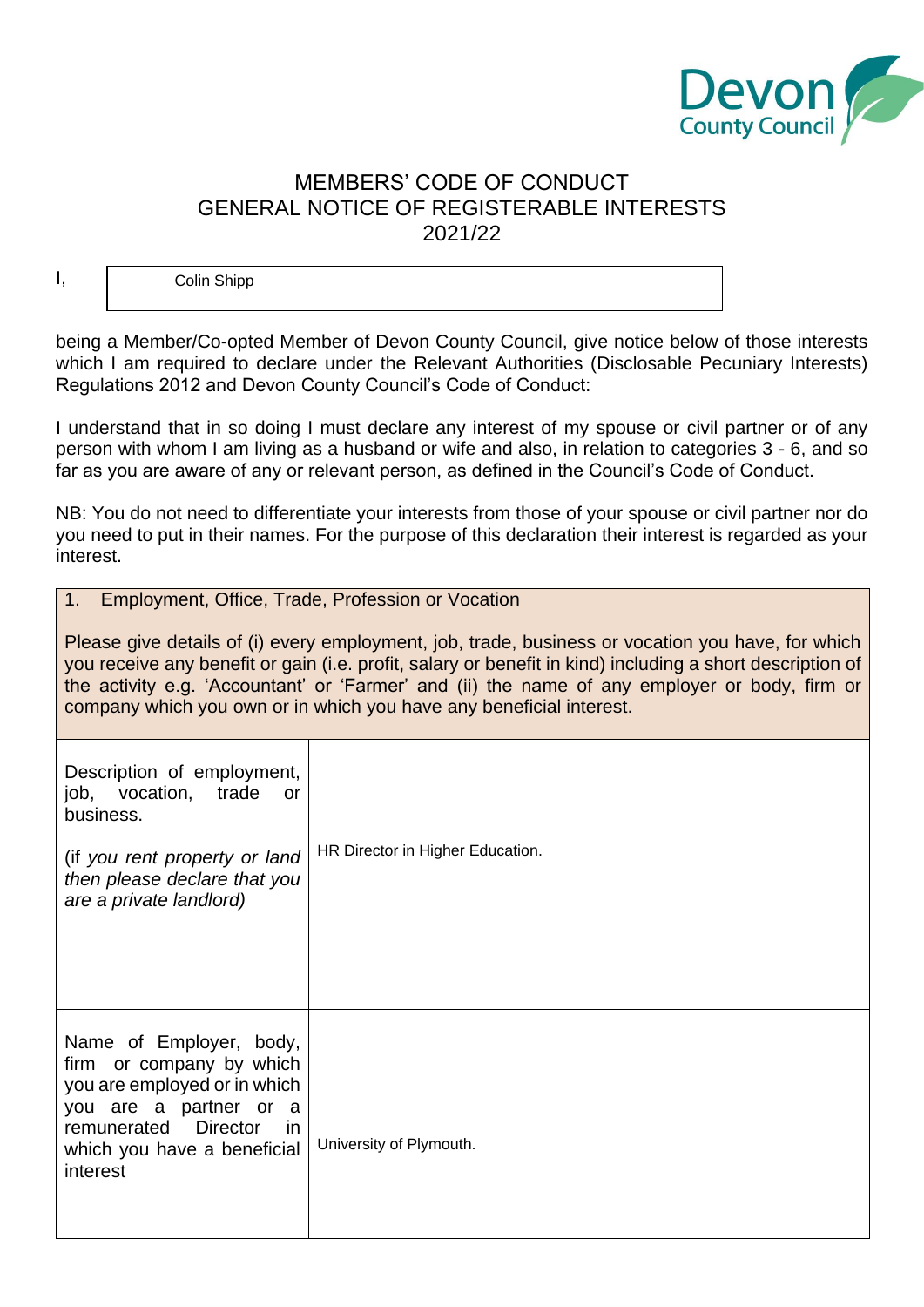# MEMBERS' CODE OF CONDUCT
# GENERAL NOTICE OF REGISTERABLE INTERESTS
# 2021/22

I, Colin Shipp

being a Member/Co-opted Member of Devon County Council, give notice below of those interests which I am required to declare under the Relevant Authorities (Disclosable Pecuniary Interests) Regulations 2012 and Devon County Council's Code of Conduct:

I understand that in so doing I must declare any interest of my spouse or civil partner or of any person with whom I am living as a husband or wife and also, in relation to categories 3 - 6, and so far as you are aware of any or relevant person, as defined in the Council's Code of Conduct.

NB: You do not need to differentiate your interests from those of your spouse or civil partner nor do you need to put in their names. For the purpose of this declaration their interest is regarded as your interest.

## 1. Employment, Office, Trade, Profession or Vocation

Please give details of (i) every employment, job, trade, business or vocation you have, for which you receive any benefit or gain (i.e. profit, salary or benefit in kind) including a short description of the activity e.g. 'Accountant' or 'Farmer' and (ii) the name of any employer or body, firm or company which you own or in which you have any beneficial interest.

| | |
|---|---|
| Description of employment, job, vocation, trade or business.<br><br>*(if you rent property or land then please declare that you are a private landlord)* | HR Director in Higher Education. |
| Name of Employer, body, firm or company by which you are employed or in which you are a partner or a remunerated Director in which you have a beneficial interest | University of Plymouth. |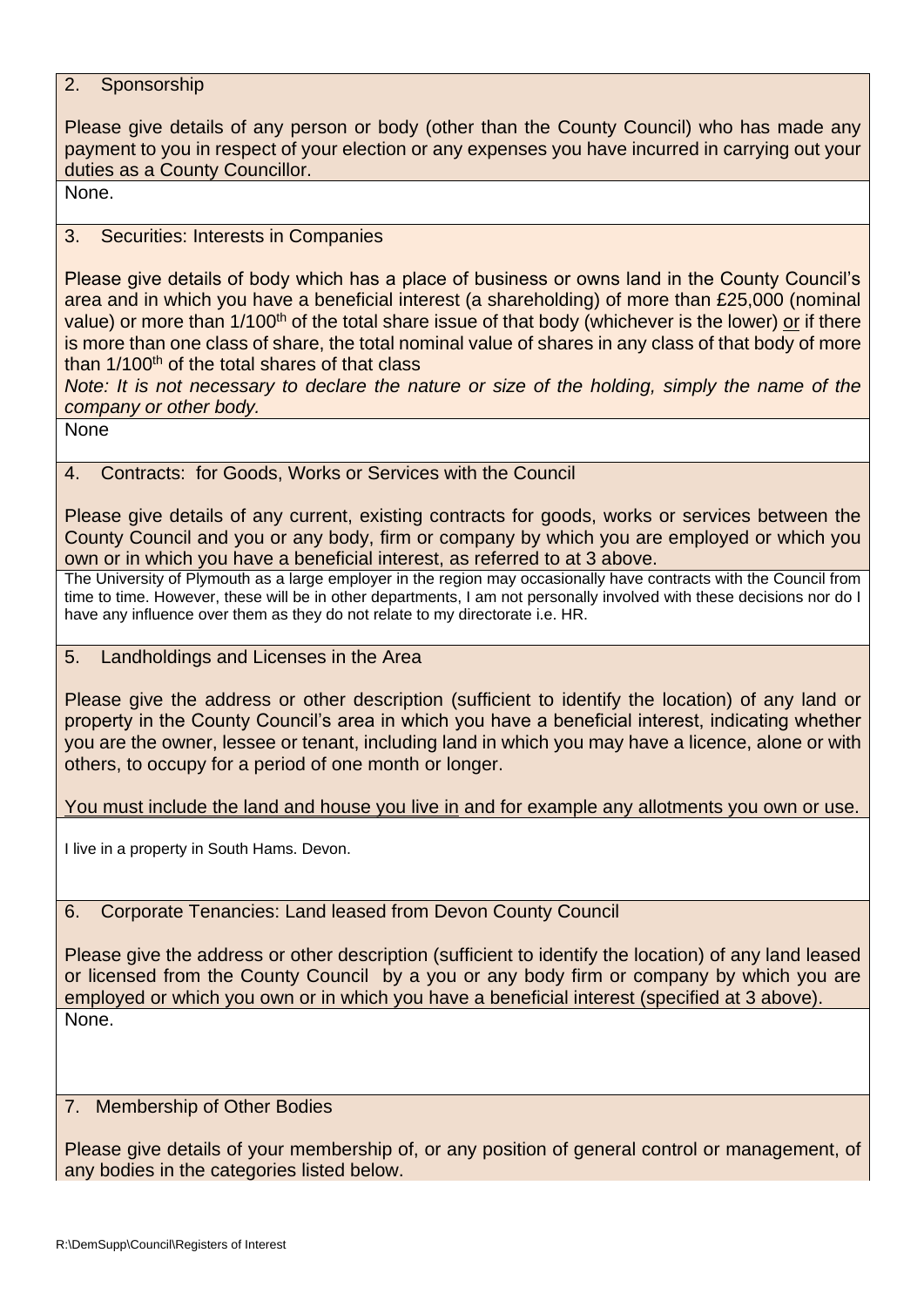## 2. Sponsorship

Please give details of any person or body (other than the County Council) who has made any payment to you in respect of your election or any expenses you have incurred in carrying out your duties as a County Councillor.

None.

## 3. Securities: Interests in Companies

Please give details of body which has a place of business or owns land in the County Council's area and in which you have a beneficial interest (a shareholding) of more than £25,000 (nominal value) or more than 1/100th of the total share issue of that body (whichever is the lower) or if there is more than one class of share, the total nominal value of shares in any class of that body of more than 1/100th of the total shares of that class

*Note: It is not necessary to declare the nature or size of the holding, simply the name of the company or other body.*

None

## 4. Contracts: for Goods, Works or Services with the Council

Please give details of any current, existing contracts for goods, works or services between the County Council and you or any body, firm or company by which you are employed or which you own or in which you have a beneficial interest, as referred to at 3 above.

The University of Plymouth as a large employer in the region may occasionally have contracts with the Council from time to time. However, these will be in other departments, I am not personally involved with these decisions nor do I have any influence over them as they do not relate to my directorate i.e. HR.

## 5. Landholdings and Licenses in the Area

Please give the address or other description (sufficient to identify the location) of any land or property in the County Council's area in which you have a beneficial interest, indicating whether you are the owner, lessee or tenant, including land in which you may have a licence, alone or with others, to occupy for a period of one month or longer.

You must include the land and house you live in and for example any allotments you own or use.

I live in a property in South Hams. Devon.

## 6. Corporate Tenancies: Land leased from Devon County Council

Please give the address or other description (sufficient to identify the location) of any land leased or licensed from the County Council by a you or any body firm or company by which you are employed or which you own or in which you have a beneficial interest (specified at 3 above).

None.

## 7. Membership of Other Bodies

Please give details of your membership of, or any position of general control or management, of any bodies in the categories listed below.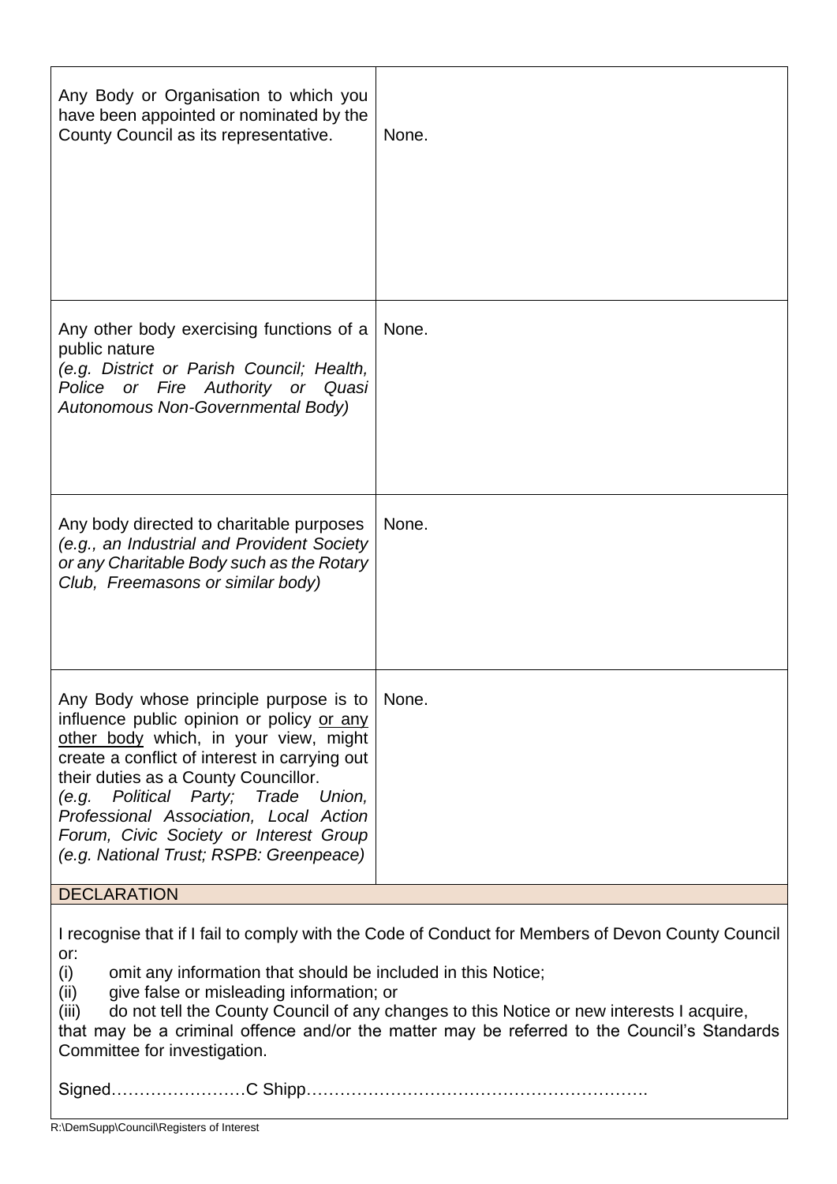| | |
|---|---|
| Any Body or Organisation to which you have been appointed or nominated by the County Council as its representative. | None. |
| Any other body exercising functions of a public nature<br>*(e.g. District or Parish Council; Health, Police or Fire Authority or Quasi Autonomous Non-Governmental Body)* | None. |
| Any body directed to charitable purposes<br>*(e.g., an Industrial and Provident Society or any Charitable Body such as the Rotary Club, Freemasons or similar body)* | None. |
| Any Body whose principle purpose is to influence public opinion or policy <u>or any other body</u> which, in your view, might create a conflict of interest in carrying out their duties as a County Councillor.<br>*(e.g. Political Party; Trade Union, Professional Association, Local Action Forum, Civic Society or Interest Group (e.g. National Trust; RSPB: Greenpeace)* | None. |

## DECLARATION

I recognise that if I fail to comply with the Code of Conduct for Members of Devon County Council or:

(i) omit any information that should be included in this Notice;
(ii) give false or misleading information; or
(iii) do not tell the County Council of any changes to this Notice or new interests I acquire,

that may be a criminal offence and/or the matter may be referred to the Council's Standards Committee for investigation.

Signed……………………C Shipp…………………………………………………….

R:\DemSupp\Council\Registers of Interest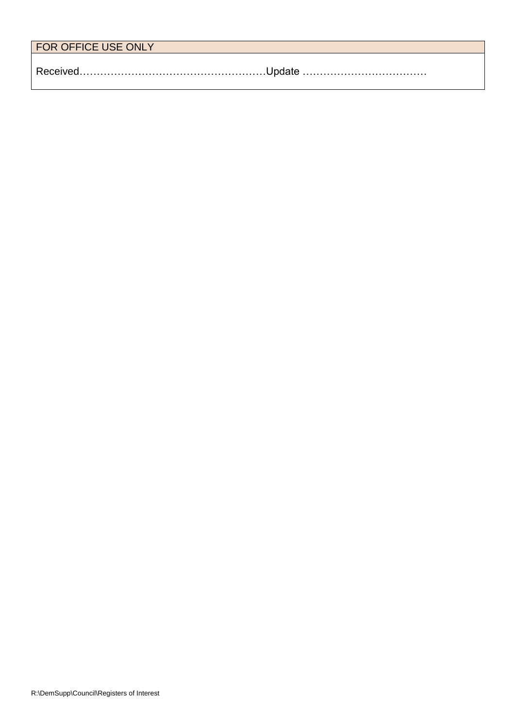| FOR OFFICE USE ONLY |
| --- |
| Received………………………………………………Update ……………………………… |

R:\DemSupp\Council\Registers of Interest